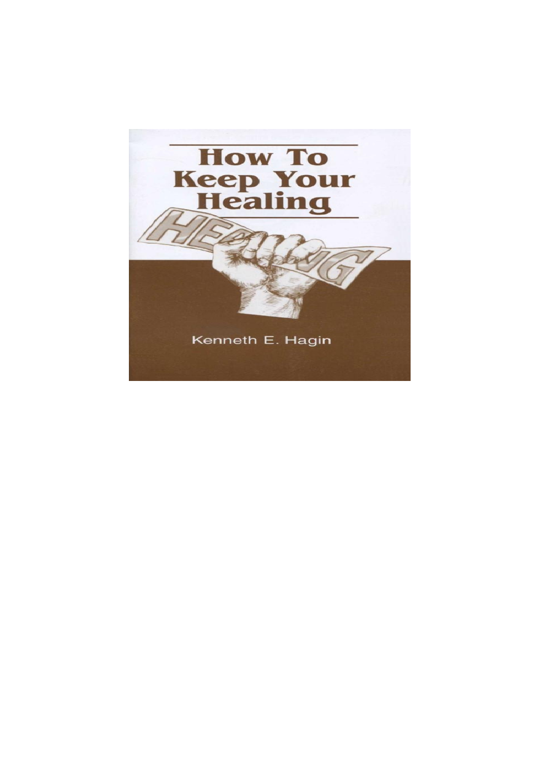# How To Keep Your Healing

Kenneth E. Hagin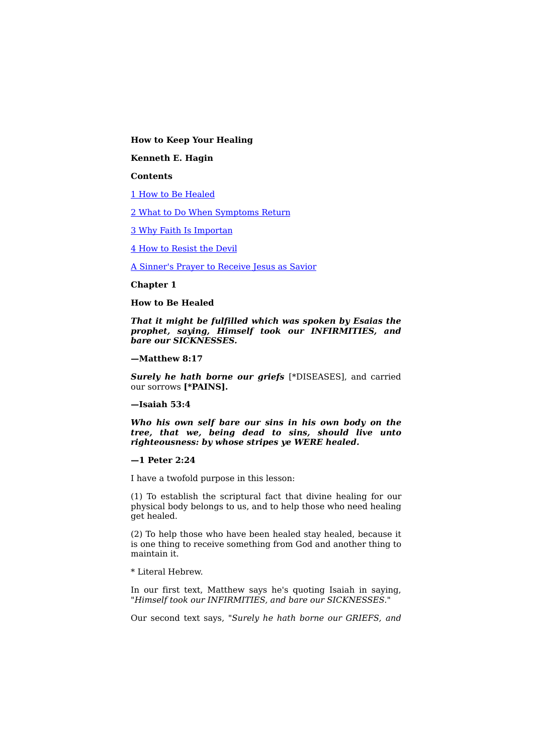**How to Keep Your Healing**

**Kenneth E. Hagin**

**Contents**

1 How to Be Healed

2 What to Do When Symptoms Return

3 Why Faith Is Importan

4 How to Resist the Devil

A Sinner's Prayer to Receive Jesus as Savior

## Chapter 1

## How to Be Healed

***That it might be fulfilled which was spoken by Esaias the prophet, saying, Himself took our INFIRMITIES, and bare our SICKNESSES.***

**—Matthew 8:17**

***Surely he hath borne our griefs*** [*DISEASES], and carried our sorrows **[*PAINS].**

**—Isaiah 53:4**

***Who his own self bare our sins in his own body on the tree, that we, being dead to sins, should live unto righteousness: by whose stripes ye WERE healed.***

**—1 Peter 2:24**

I have a twofold purpose in this lesson:

(1) To establish the scriptural fact that divine healing for our physical body belongs to us, and to help those who need healing get healed.

(2) To help those who have been healed stay healed, because it is one thing to receive something from God and another thing to maintain it.

* Literal Hebrew.

In our first text, Matthew says he's quoting Isaiah in saying, "*Himself took our INFIRMITIES, and bare our SICKNESSES.*"

Our second text says, "*Surely he hath borne our GRIEFS, and*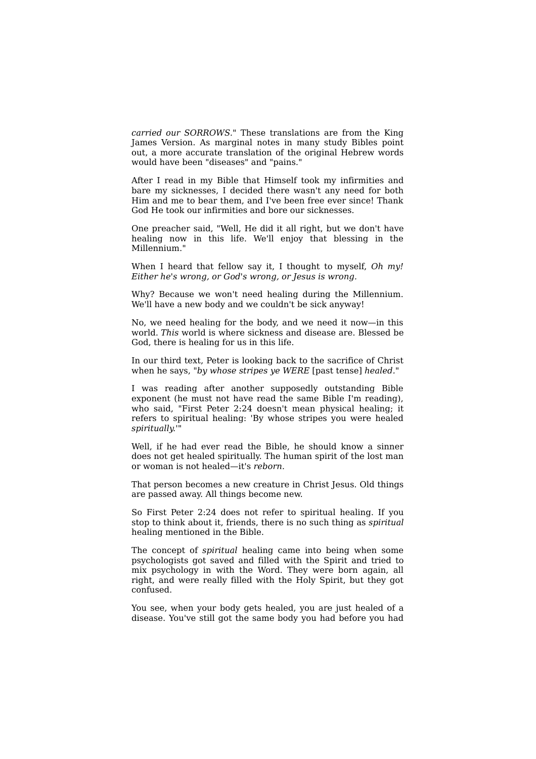*carried our SORROWS*." These translations are from the King James Version. As marginal notes in many study Bibles point out, a more accurate translation of the original Hebrew words would have been "diseases" and "pains."

After I read in my Bible that Himself took my infirmities and bare my sicknesses, I decided there wasn't any need for both Him and me to bear them, and I've been free ever since! Thank God He took our infirmities and bore our sicknesses.

One preacher said, "Well, He did it all right, but we don't have healing now in this life. We'll enjoy that blessing in the Millennium."

When I heard that fellow say it, I thought to myself, *Oh my! Either he's wrong, or God's wrong, or Jesus is wrong.*

Why? Because we won't need healing during the Millennium. We'll have a new body and we couldn't be sick anyway!

No, we need healing for the body, and we need it now—in this world. *This* world is where sickness and disease are. Blessed be God, there is healing for us in this life.

In our third text, Peter is looking back to the sacrifice of Christ when he says, "*by whose stripes ye WERE* [past tense] *healed.*"

I was reading after another supposedly outstanding Bible exponent (he must not have read the same Bible I'm reading), who said, "First Peter 2:24 doesn't mean physical healing; it refers to spiritual healing: 'By whose stripes you were healed *spiritually*.'"

Well, if he had ever read the Bible, he should know a sinner does not get healed spiritually. The human spirit of the lost man or woman is not healed—it's *reborn.*

That person becomes a new creature in Christ Jesus. Old things are passed away. All things become new.

So First Peter 2:24 does not refer to spiritual healing. If you stop to think about it, friends, there is no such thing as *spiritual* healing mentioned in the Bible.

The concept of *spiritual* healing came into being when some psychologists got saved and filled with the Spirit and tried to mix psychology in with the Word. They were born again, all right, and were really filled with the Holy Spirit, but they got confused.

You see, when your body gets healed, you are just healed of a disease. You've still got the same body you had before you had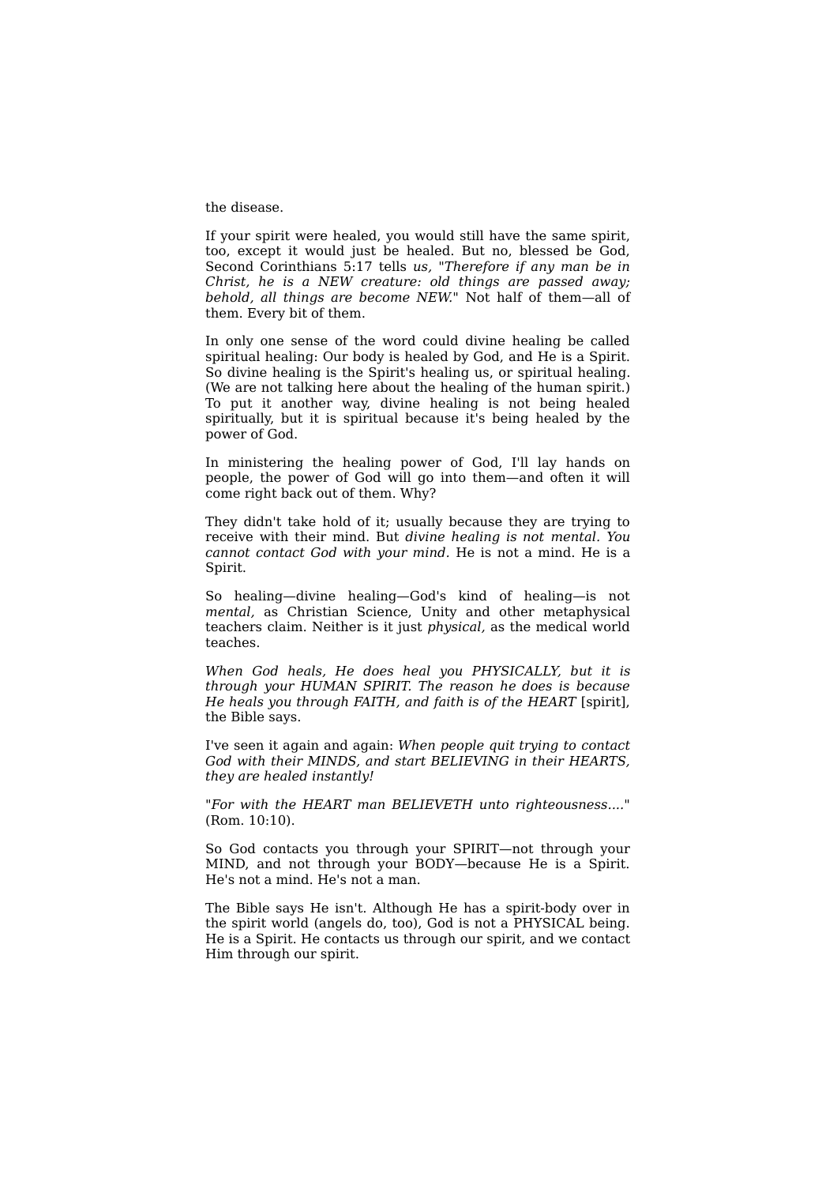the disease.

If your spirit were healed, you would still have the same spirit, too, except it would just be healed. But no, blessed be God, Second Corinthians 5:17 tells *us,* "*Therefore if any man be in Christ, he is a NEW creature: old things are passed away; behold, all things are become NEW.*" Not half of them—all of them. Every bit of them.

In only one sense of the word could divine healing be called spiritual healing: Our body is healed by God, and He is a Spirit. So divine healing is the Spirit's healing us, or spiritual healing. (We are not talking here about the healing of the human spirit.) To put it another way, divine healing is not being healed spiritually, but it is spiritual because it's being healed by the power of God.

In ministering the healing power of God, I'll lay hands on people, the power of God will go into them—and often it will come right back out of them. Why?

They didn't take hold of it; usually because they are trying to receive with their mind. But *divine healing is not mental. You cannot contact God with your mind.* He is not a mind. He is a Spirit.

So healing—divine healing—God's kind of healing—is not *mental,* as Christian Science, Unity and other metaphysical teachers claim. Neither is it just *physical,* as the medical world teaches.

*When God heals, He does heal you PHYSICALLY, but it is through your HUMAN SPIRIT. The reason he does is because He heals you through FAITH, and faith is of the HEART* [spirit], the Bible says.

I've seen it again and again: *When people quit trying to contact God with their MINDS, and start BELIEVING in their HEARTS, they are healed instantly!*

"*For with the HEART man BELIEVETH unto righteousness....*" (Rom. 10:10).

So God contacts you through your SPIRIT—not through your MIND, and not through your BODY—because He is a Spirit. He's not a mind. He's not a man.

The Bible says He isn't. Although He has a spirit-body over in the spirit world (angels do, too), God is not a PHYSICAL being. He is a Spirit. He contacts us through our spirit, and we contact Him through our spirit.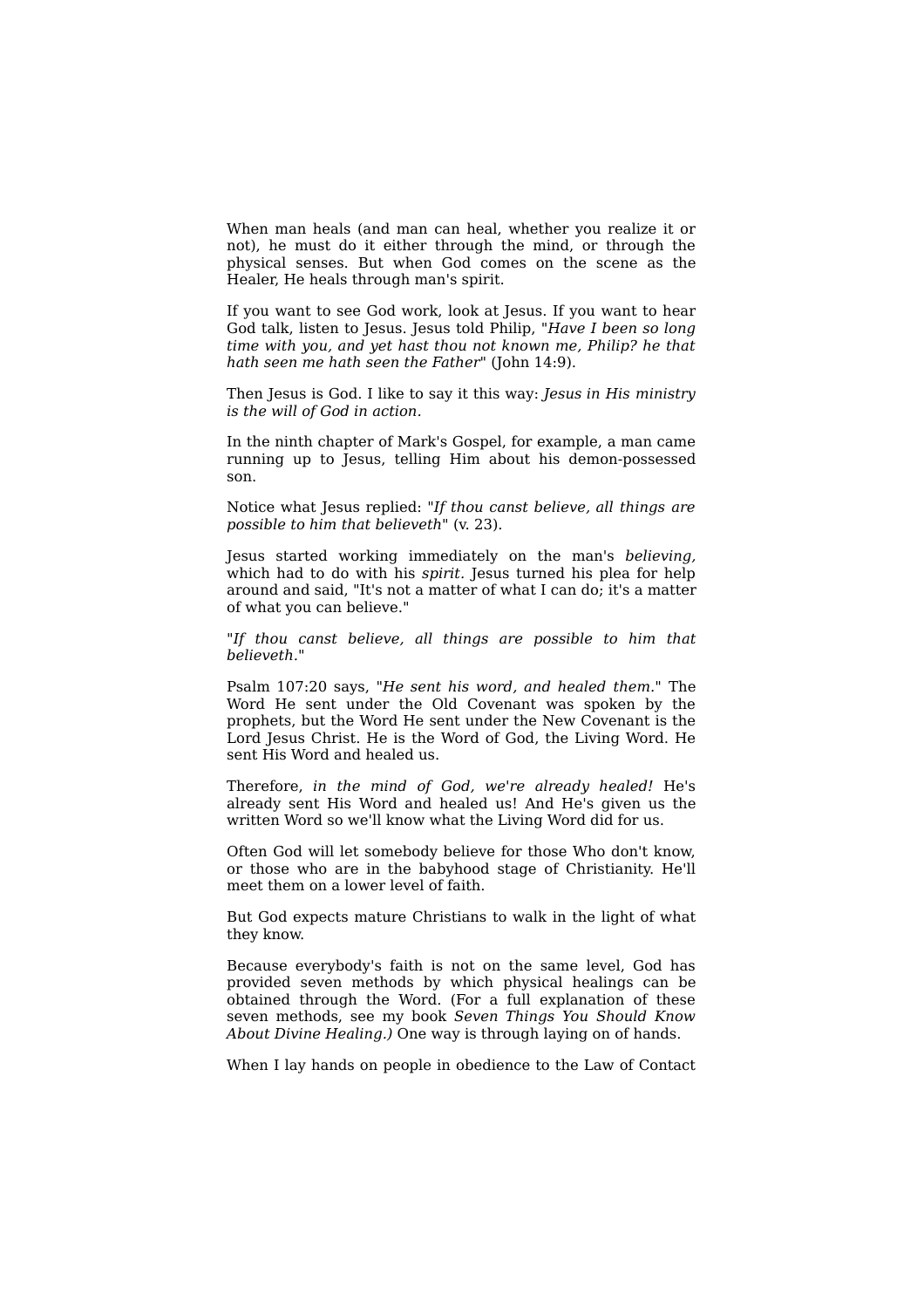When man heals (and man can heal, whether you realize it or not), he must do it either through the mind, or through the physical senses. But when God comes on the scene as the Healer, He heals through man's spirit.

If you want to see God work, look at Jesus. If you want to hear God talk, listen to Jesus. Jesus told Philip, "*Have I been so long time with you, and yet hast thou not known me, Philip? he that hath seen me hath seen the Father*" (John 14:9).

Then Jesus is God. I like to say it this way: *Jesus in His ministry is the will of God in action.*

In the ninth chapter of Mark's Gospel, for example, a man came running up to Jesus, telling Him about his demon-possessed son.

Notice what Jesus replied: "*If thou canst believe, all things are possible to him that believeth*" (v. 23).

Jesus started working immediately on the man's *believing,* which had to do with his *spirit.* Jesus turned his plea for help around and said, "It's not a matter of what I can do; it's a matter of what you can believe."

"*If thou canst believe, all things are possible to him that believeth.*"

Psalm 107:20 says, "*He sent his word, and healed them.*" The Word He sent under the Old Covenant was spoken by the prophets, but the Word He sent under the New Covenant is the Lord Jesus Christ. He is the Word of God, the Living Word. He sent His Word and healed us.

Therefore, *in the mind of God, we're already healed!* He's already sent His Word and healed us! And He's given us the written Word so we'll know what the Living Word did for us.

Often God will let somebody believe for those Who don't know, or those who are in the babyhood stage of Christianity. He'll meet them on a lower level of faith.

But God expects mature Christians to walk in the light of what they know.

Because everybody's faith is not on the same level, God has provided seven methods by which physical healings can be obtained through the Word. (For a full explanation of these seven methods, see my book *Seven Things You Should Know About Divine Healing.)* One way is through laying on of hands.

When I lay hands on people in obedience to the Law of Contact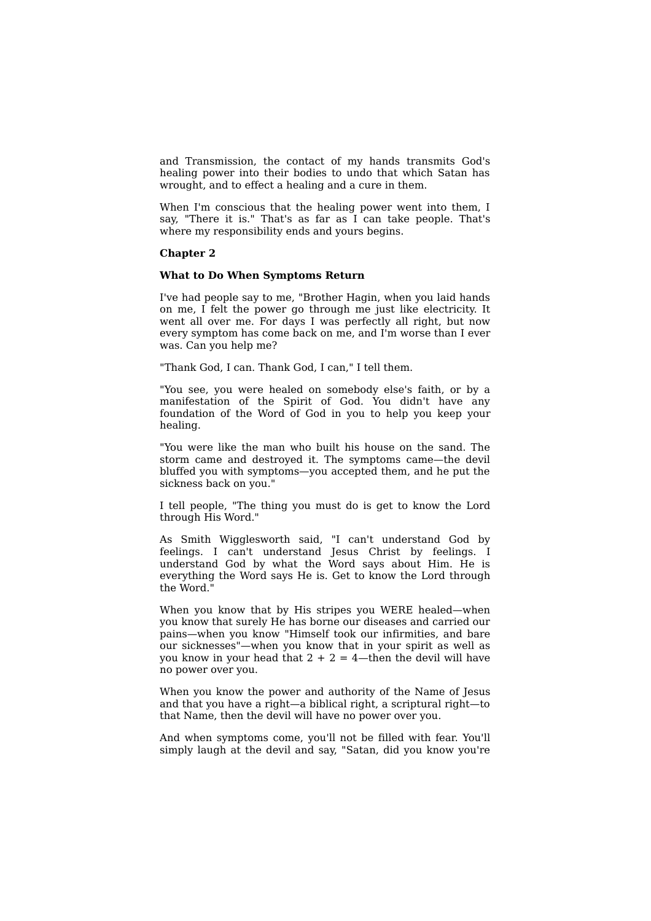and Transmission, the contact of my hands transmits God's healing power into their bodies to undo that which Satan has wrought, and to effect a healing and a cure in them.

When I'm conscious that the healing power went into them, I say, "There it is." That's as far as I can take people. That's where my responsibility ends and yours begins.

**Chapter 2**

## What to Do When Symptoms Return

I've had people say to me, "Brother Hagin, when you laid hands on me, I felt the power go through me just like electricity. It went all over me. For days I was perfectly all right, but now every symptom has come back on me, and I'm worse than I ever was. Can you help me?

"Thank God, I can. Thank God, I can," I tell them.

"You see, you were healed on somebody else's faith, or by a manifestation of the Spirit of God. You didn't have any foundation of the Word of God in you to help you keep your healing.

"You were like the man who built his house on the sand. The storm came and destroyed it. The symptoms came—the devil bluffed you with symptoms—you accepted them, and he put the sickness back on you."

I tell people, "The thing you must do is get to know the Lord through His Word."

As Smith Wigglesworth said, "I can't understand God by feelings. I can't understand Jesus Christ by feelings. I understand God by what the Word says about Him. He is everything the Word says He is. Get to know the Lord through the Word."

When you know that by His stripes you WERE healed—when you know that surely He has borne our diseases and carried our pains—when you know "Himself took our infirmities, and bare our sicknesses"—when you know that in your spirit as well as you know in your head that 2 + 2 = 4—then the devil will have no power over you.

When you know the power and authority of the Name of Jesus and that you have a right—a biblical right, a scriptural right—to that Name, then the devil will have no power over you.

And when symptoms come, you'll not be filled with fear. You'll simply laugh at the devil and say, "Satan, did you know you're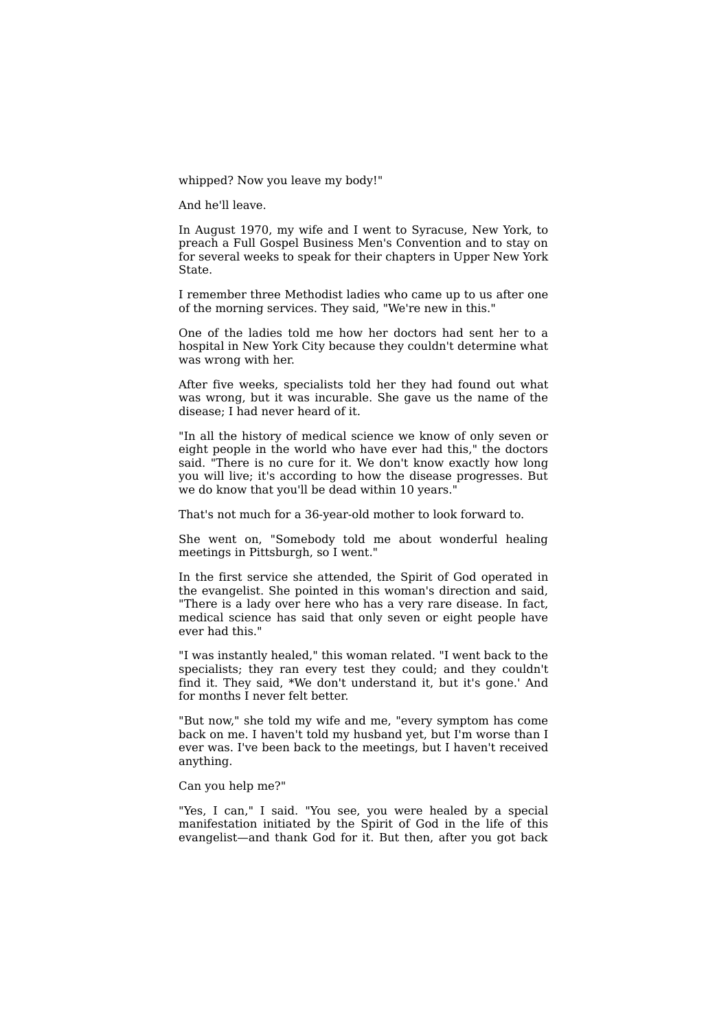whipped? Now you leave my body!"

And he'll leave.

In August 1970, my wife and I went to Syracuse, New York, to preach a Full Gospel Business Men's Convention and to stay on for several weeks to speak for their chapters in Upper New York State.

I remember three Methodist ladies who came up to us after one of the morning services. They said, "We're new in this."

One of the ladies told me how her doctors had sent her to a hospital in New York City because they couldn't determine what was wrong with her.

After five weeks, specialists told her they had found out what was wrong, but it was incurable. She gave us the name of the disease; I had never heard of it.

"In all the history of medical science we know of only seven or eight people in the world who have ever had this," the doctors said. "There is no cure for it. We don't know exactly how long you will live; it's according to how the disease progresses. But we do know that you'll be dead within 10 years."

That's not much for a 36-year-old mother to look forward to.

She went on, "Somebody told me about wonderful healing meetings in Pittsburgh, so I went."

In the first service she attended, the Spirit of God operated in the evangelist. She pointed in this woman's direction and said, "There is a lady over here who has a very rare disease. In fact, medical science has said that only seven or eight people have ever had this."

"I was instantly healed," this woman related. "I went back to the specialists; they ran every test they could; and they couldn't find it. They said, *We don't understand it, but it's gone.' And for months I never felt better.

"But now," she told my wife and me, "every symptom has come back on me. I haven't told my husband yet, but I'm worse than I ever was. I've been back to the meetings, but I haven't received anything.

Can you help me?"

"Yes, I can," I said. "You see, you were healed by a special manifestation initiated by the Spirit of God in the life of this evangelist—and thank God for it. But then, after you got back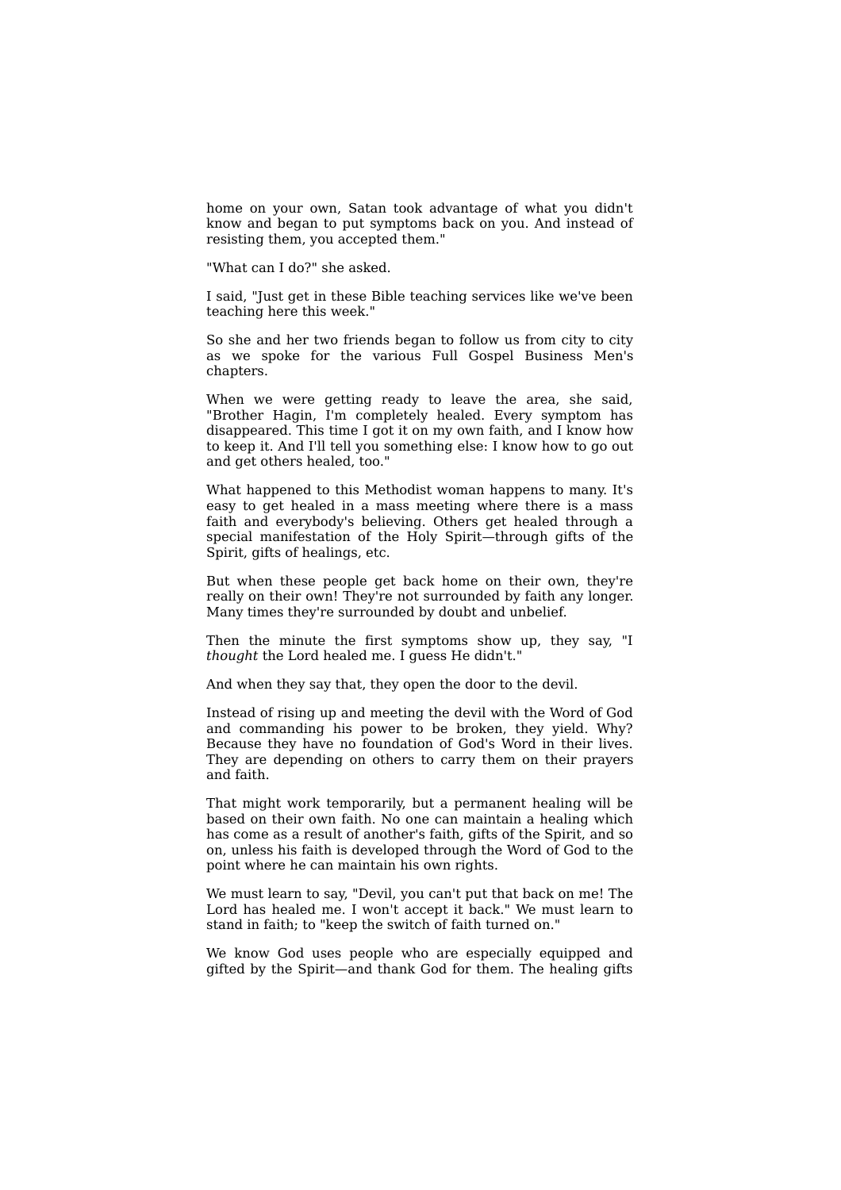home on your own, Satan took advantage of what you didn't know and began to put symptoms back on you. And instead of resisting them, you accepted them."

"What can I do?" she asked.

I said, "Just get in these Bible teaching services like we've been teaching here this week."

So she and her two friends began to follow us from city to city as we spoke for the various Full Gospel Business Men's chapters.

When we were getting ready to leave the area, she said, "Brother Hagin, I'm completely healed. Every symptom has disappeared. This time I got it on my own faith, and I know how to keep it. And I'll tell you something else: I know how to go out and get others healed, too."

What happened to this Methodist woman happens to many. It's easy to get healed in a mass meeting where there is a mass faith and everybody's believing. Others get healed through a special manifestation of the Holy Spirit—through gifts of the Spirit, gifts of healings, etc.

But when these people get back home on their own, they're really on their own! They're not surrounded by faith any longer. Many times they're surrounded by doubt and unbelief.

Then the minute the first symptoms show up, they say, "I *thought* the Lord healed me. I guess He didn't."

And when they say that, they open the door to the devil.

Instead of rising up and meeting the devil with the Word of God and commanding his power to be broken, they yield. Why? Because they have no foundation of God's Word in their lives. They are depending on others to carry them on their prayers and faith.

That might work temporarily, but a permanent healing will be based on their own faith. No one can maintain a healing which has come as a result of another's faith, gifts of the Spirit, and so on, unless his faith is developed through the Word of God to the point where he can maintain his own rights.

We must learn to say, "Devil, you can't put that back on me! The Lord has healed me. I won't accept it back." We must learn to stand in faith; to "keep the switch of faith turned on."

We know God uses people who are especially equipped and gifted by the Spirit—and thank God for them. The healing gifts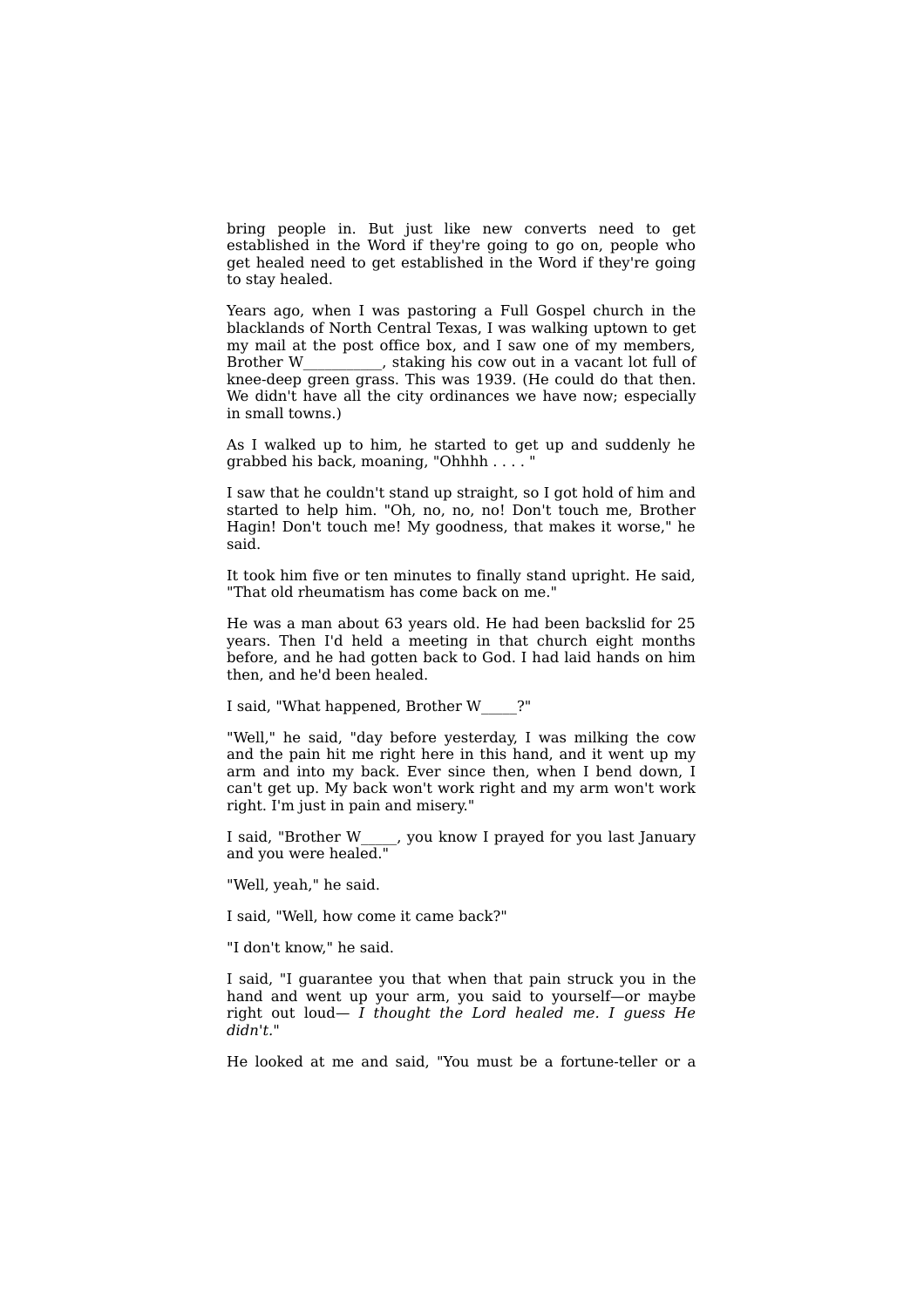bring people in. But just like new converts need to get established in the Word if they're going to go on, people who get healed need to get established in the Word if they're going to stay healed.

Years ago, when I was pastoring a Full Gospel church in the blacklands of North Central Texas, I was walking uptown to get my mail at the post office box, and I saw one of my members, Brother W__________, staking his cow out in a vacant lot full of knee-deep green grass. This was 1939. (He could do that then. We didn't have all the city ordinances we have now; especially in small towns.)

As I walked up to him, he started to get up and suddenly he grabbed his back, moaning, "Ohhhh . . . . "

I saw that he couldn't stand up straight, so I got hold of him and started to help him. "Oh, no, no, no! Don't touch me, Brother Hagin! Don't touch me! My goodness, that makes it worse," he said.

It took him five or ten minutes to finally stand upright. He said, "That old rheumatism has come back on me."

He was a man about 63 years old. He had been backslid for 25 years. Then I'd held a meeting in that church eight months before, and he had gotten back to God. I had laid hands on him then, and he'd been healed.

I said, "What happened, Brother W_____?"

"Well," he said, "day before yesterday, I was milking the cow and the pain hit me right here in this hand, and it went up my arm and into my back. Ever since then, when I bend down, I can't get up. My back won't work right and my arm won't work right. I'm just in pain and misery."

I said, "Brother W_____, you know I prayed for you last January and you were healed."

"Well, yeah," he said.

I said, "Well, how come it came back?"

"I don't know," he said.

I said, "I guarantee you that when that pain struck you in the hand and went up your arm, you said to yourself—or maybe right out loud— *I thought the Lord healed me. I guess He didn't.*"

He looked at me and said, "You must be a fortune-teller or a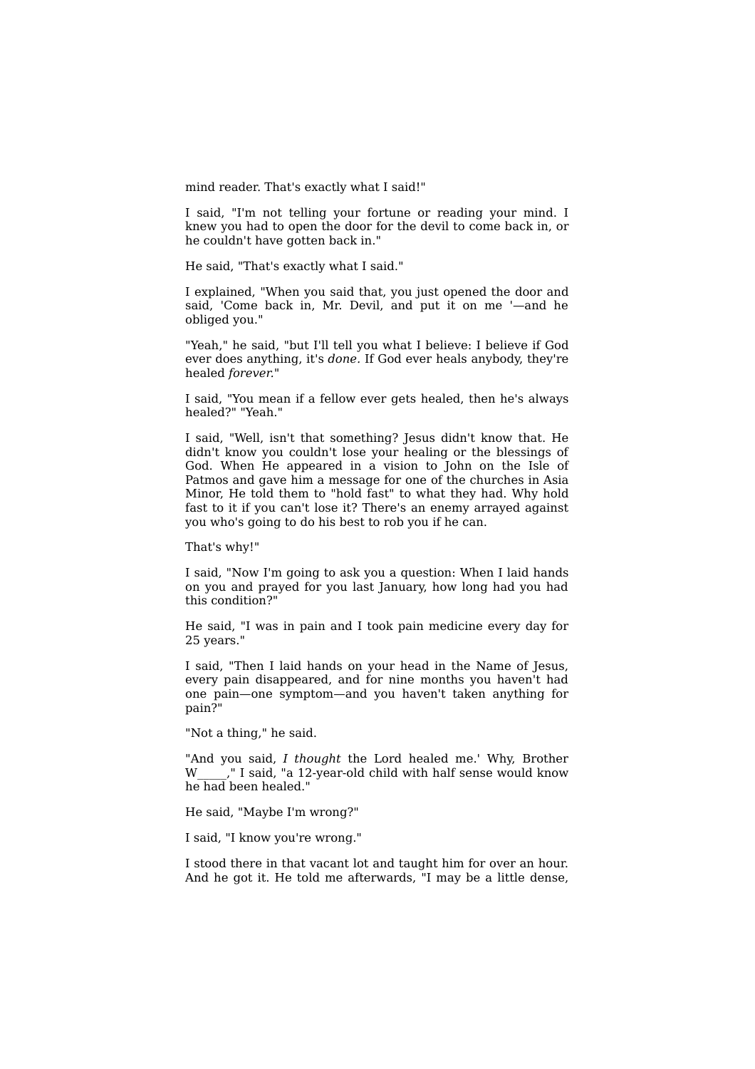mind reader. That's exactly what I said!"

I said, "I'm not telling your fortune or reading your mind. I knew you had to open the door for the devil to come back in, or he couldn't have gotten back in."

He said, "That's exactly what I said."

I explained, "When you said that, you just opened the door and said, 'Come back in, Mr. Devil, and put it on me '—and he obliged you."

"Yeah," he said, "but I'll tell you what I believe: I believe if God ever does anything, it's *done*. If God ever heals anybody, they're healed *forever*."

I said, "You mean if a fellow ever gets healed, then he's always healed?" "Yeah."

I said, "Well, isn't that something? Jesus didn't know that. He didn't know you couldn't lose your healing or the blessings of God. When He appeared in a vision to John on the Isle of Patmos and gave him a message for one of the churches in Asia Minor, He told them to "hold fast" to what they had. Why hold fast to it if you can't lose it? There's an enemy arrayed against you who's going to do his best to rob you if he can.

That's why!"

I said, "Now I'm going to ask you a question: When I laid hands on you and prayed for you last January, how long had you had this condition?"

He said, "I was in pain and I took pain medicine every day for 25 years."

I said, "Then I laid hands on your head in the Name of Jesus, every pain disappeared, and for nine months you haven't had one pain—one symptom—and you haven't taken anything for pain?"

"Not a thing," he said.

"And you said, *I thought* the Lord healed me.' Why, Brother W_____," I said, "a 12-year-old child with half sense would know he had been healed."

He said, "Maybe I'm wrong?"

I said, "I know you're wrong."

I stood there in that vacant lot and taught him for over an hour. And he got it. He told me afterwards, "I may be a little dense,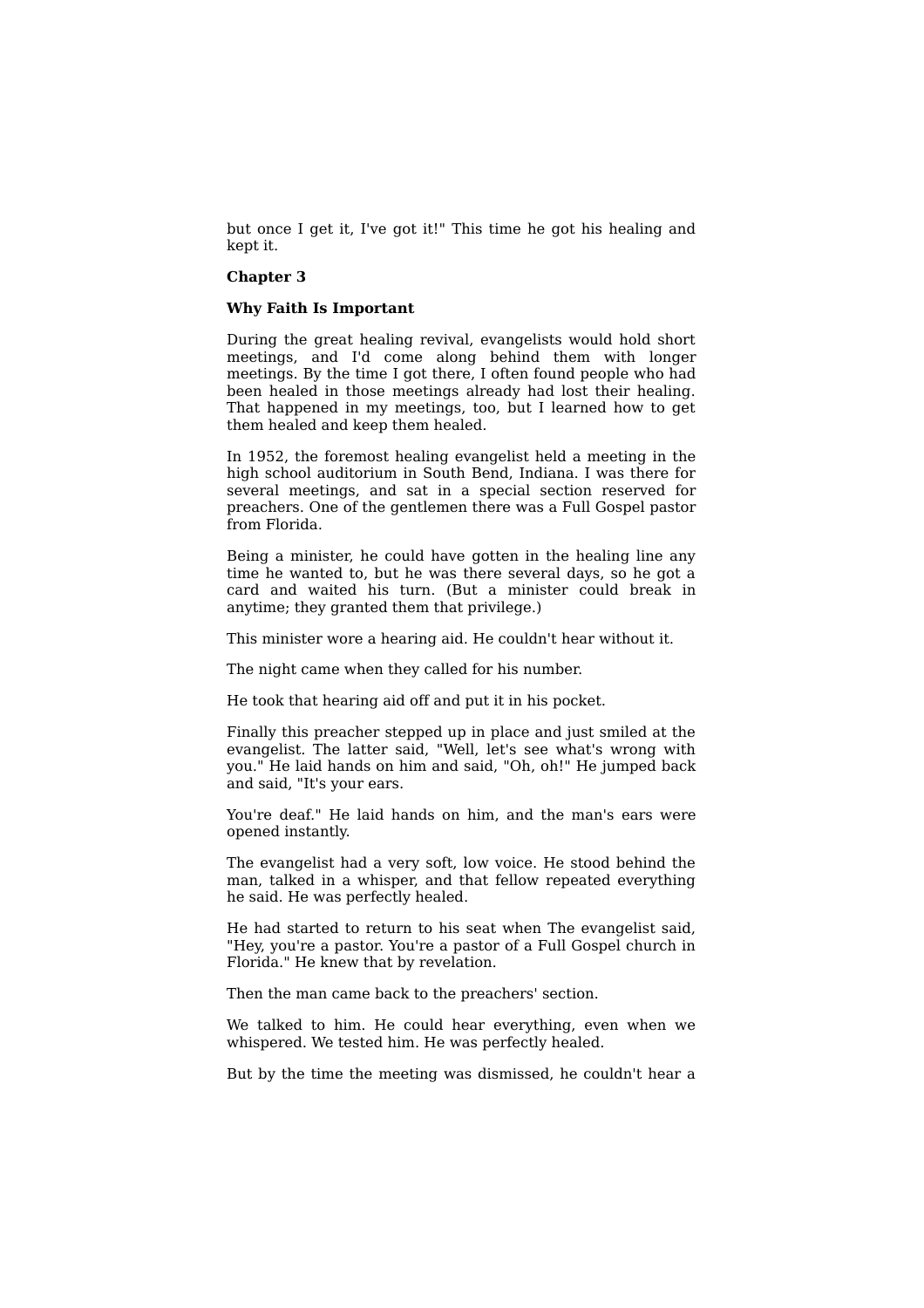but once I get it, I've got it!" This time he got his healing and kept it.

## Chapter 3

### Why Faith Is Important

During the great healing revival, evangelists would hold short meetings, and I'd come along behind them with longer meetings. By the time I got there, I often found people who had been healed in those meetings already had lost their healing. That happened in my meetings, too, but I learned how to get them healed and keep them healed.

In 1952, the foremost healing evangelist held a meeting in the high school auditorium in South Bend, Indiana. I was there for several meetings, and sat in a special section reserved for preachers. One of the gentlemen there was a Full Gospel pastor from Florida.

Being a minister, he could have gotten in the healing line any time he wanted to, but he was there several days, so he got a card and waited his turn. (But a minister could break in anytime; they granted them that privilege.)

This minister wore a hearing aid. He couldn't hear without it.

The night came when they called for his number.

He took that hearing aid off and put it in his pocket.

Finally this preacher stepped up in place and just smiled at the evangelist. The latter said, "Well, let's see what's wrong with you." He laid hands on him and said, "Oh, oh!" He jumped back and said, "It's your ears.

You're deaf." He laid hands on him, and the man's ears were opened instantly.

The evangelist had a very soft, low voice. He stood behind the man, talked in a whisper, and that fellow repeated everything he said. He was perfectly healed.

He had started to return to his seat when The evangelist said, "Hey, you're a pastor. You're a pastor of a Full Gospel church in Florida." He knew that by revelation.

Then the man came back to the preachers' section.

We talked to him. He could hear everything, even when we whispered. We tested him. He was perfectly healed.

But by the time the meeting was dismissed, he couldn't hear a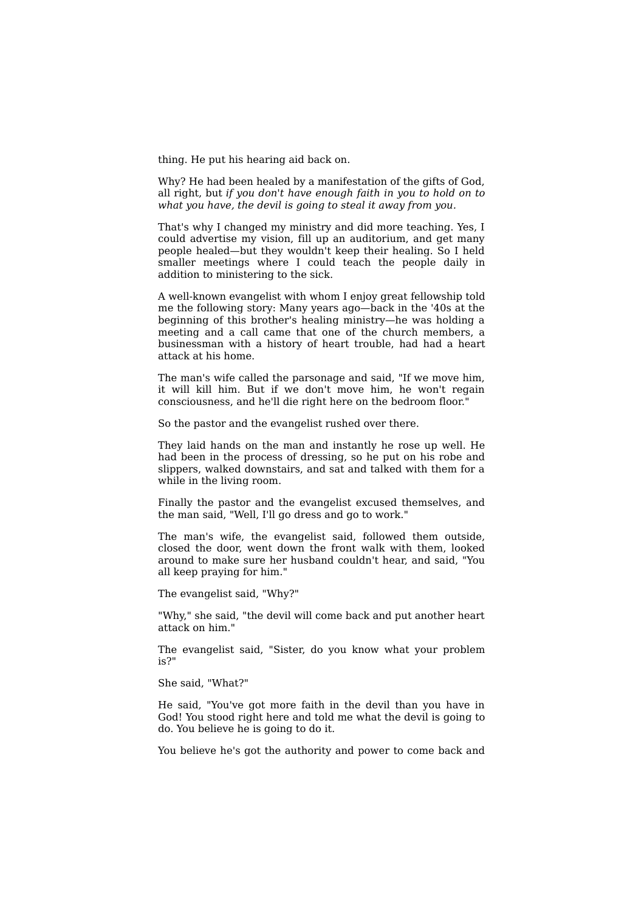thing. He put his hearing aid back on.

Why? He had been healed by a manifestation of the gifts of God, all right, but *if you don't have enough faith in you to hold on to what you have, the devil is going to steal it away from you.*

That's why I changed my ministry and did more teaching. Yes, I could advertise my vision, fill up an auditorium, and get many people healed—but they wouldn't keep their healing. So I held smaller meetings where I could teach the people daily in addition to ministering to the sick.

A well-known evangelist with whom I enjoy great fellowship told me the following story: Many years ago—back in the '40s at the beginning of this brother's healing ministry—he was holding a meeting and a call came that one of the church members, a businessman with a history of heart trouble, had had a heart attack at his home.

The man's wife called the parsonage and said, "If we move him, it will kill him. But if we don't move him, he won't regain consciousness, and he'll die right here on the bedroom floor."

So the pastor and the evangelist rushed over there.

They laid hands on the man and instantly he rose up well. He had been in the process of dressing, so he put on his robe and slippers, walked downstairs, and sat and talked with them for a while in the living room.

Finally the pastor and the evangelist excused themselves, and the man said, "Well, I'll go dress and go to work."

The man's wife, the evangelist said, followed them outside, closed the door, went down the front walk with them, looked around to make sure her husband couldn't hear, and said, "You all keep praying for him."

The evangelist said, "Why?"

"Why," she said, "the devil will come back and put another heart attack on him."

The evangelist said, "Sister, do you know what your problem is?"

She said, "What?"

He said, "You've got more faith in the devil than you have in God! You stood right here and told me what the devil is going to do. You believe he is going to do it.

You believe he's got the authority and power to come back and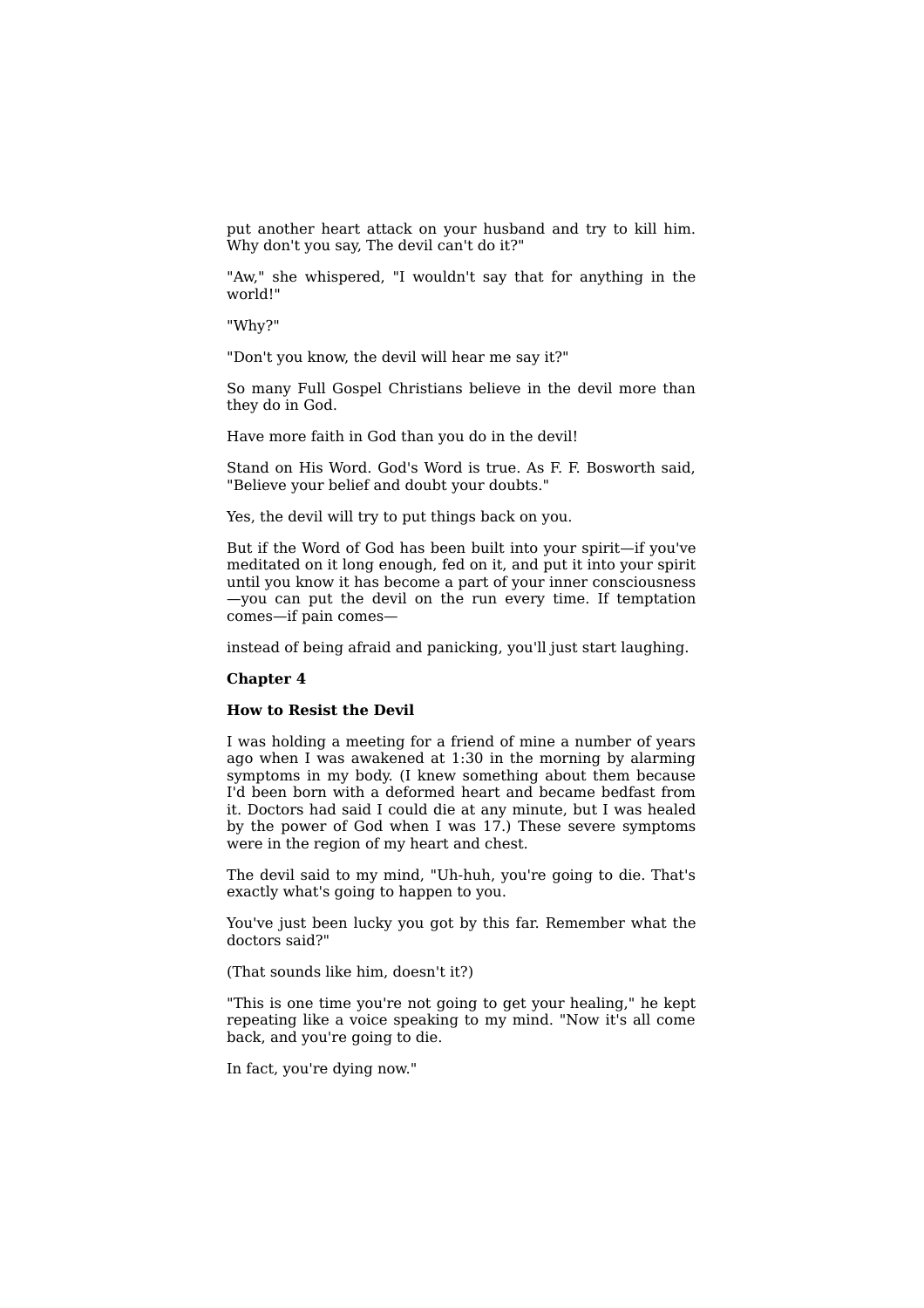put another heart attack on your husband and try to kill him. Why don't you say, The devil can't do it?"

"Aw," she whispered, "I wouldn't say that for anything in the world!"

"Why?"

"Don't you know, the devil will hear me say it?"

So many Full Gospel Christians believe in the devil more than they do in God.

Have more faith in God than you do in the devil!

Stand on His Word. God's Word is true. As F. F. Bosworth said, "Believe your belief and doubt your doubts."

Yes, the devil will try to put things back on you.

But if the Word of God has been built into your spirit—if you've meditated on it long enough, fed on it, and put it into your spirit until you know it has become a part of your inner consciousness—you can put the devil on the run every time. If temptation comes—if pain comes—

instead of being afraid and panicking, you'll just start laughing.

**Chapter 4**

**How to Resist the Devil**

I was holding a meeting for a friend of mine a number of years ago when I was awakened at 1:30 in the morning by alarming symptoms in my body. (I knew something about them because I'd been born with a deformed heart and became bedfast from it. Doctors had said I could die at any minute, but I was healed by the power of God when I was 17.) These severe symptoms were in the region of my heart and chest.

The devil said to my mind, "Uh-huh, you're going to die. That's exactly what's going to happen to you.

You've just been lucky you got by this far. Remember what the doctors said?"

(That sounds like him, doesn't it?)

"This is one time you're not going to get your healing," he kept repeating like a voice speaking to my mind. "Now it's all come back, and you're going to die.

In fact, you're dying now."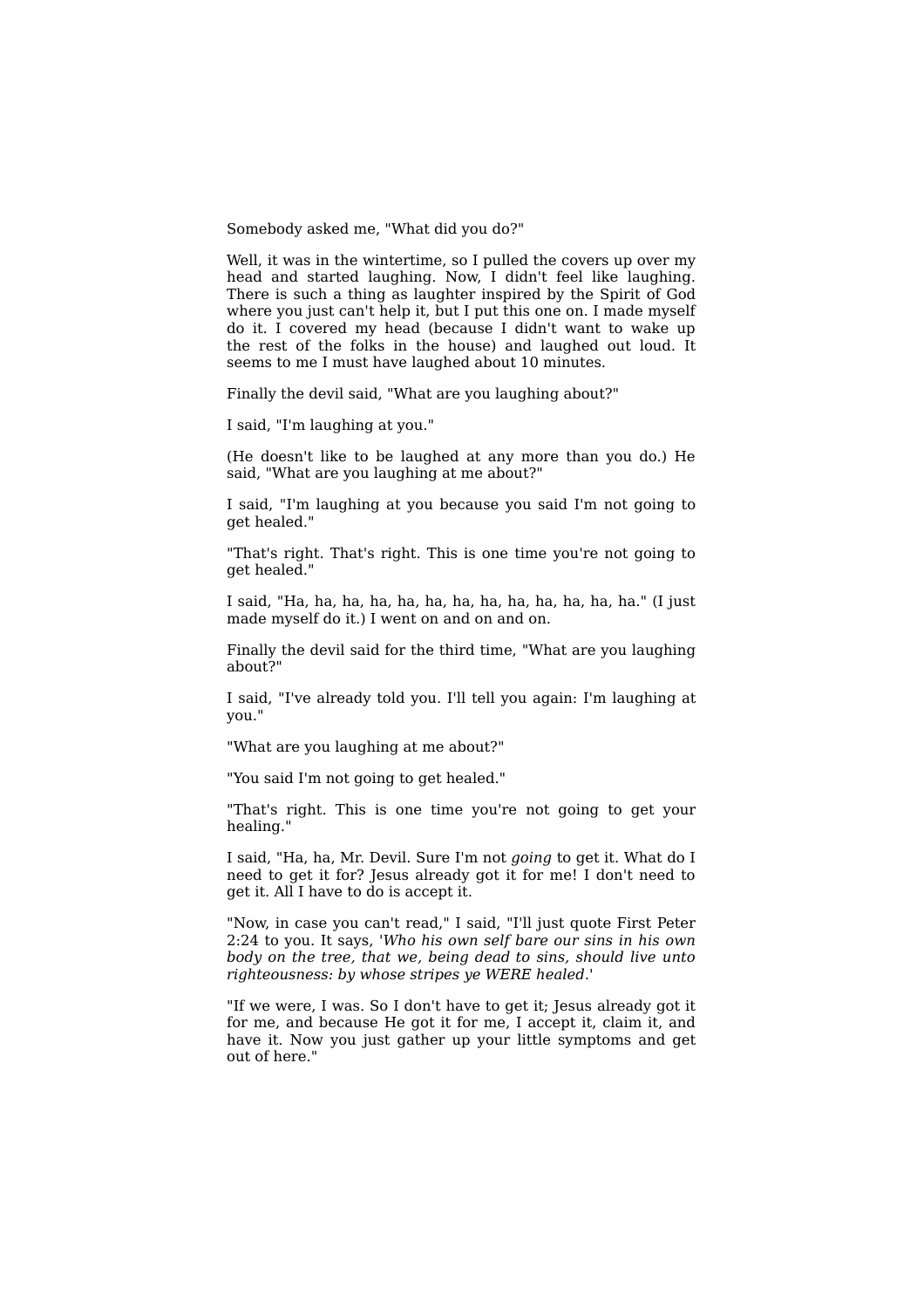Somebody asked me, "What did you do?"

Well, it was in the wintertime, so I pulled the covers up over my head and started laughing. Now, I didn't feel like laughing. There is such a thing as laughter inspired by the Spirit of God where you just can't help it, but I put this one on. I made myself do it. I covered my head (because I didn't want to wake up the rest of the folks in the house) and laughed out loud. It seems to me I must have laughed about 10 minutes.

Finally the devil said, "What are you laughing about?"

I said, "I'm laughing at you."

(He doesn't like to be laughed at any more than you do.) He said, "What are you laughing at me about?"

I said, "I'm laughing at you because you said I'm not going to get healed."

"That's right. That's right. This is one time you're not going to get healed."

I said, "Ha, ha, ha, ha, ha, ha, ha, ha, ha, ha, ha, ha, ha." (I just made myself do it.) I went on and on and on.

Finally the devil said for the third time, "What are you laughing about?"

I said, "I've already told you. I'll tell you again: I'm laughing at you."

"What are you laughing at me about?"

"You said I'm not going to get healed."

"That's right. This is one time you're not going to get your healing."

I said, "Ha, ha, Mr. Devil. Sure I'm not *going* to get it. What do I need to get it for? Jesus already got it for me! I don't need to get it. All I have to do is accept it.

"Now, in case you can't read," I said, "I'll just quote First Peter 2:24 to you. It says, '*Who his own self bare our sins in his own body on the tree, that we, being dead to sins, should live unto righteousness: by whose stripes ye WERE healed*.'

"If we were, I was. So I don't have to get it; Jesus already got it for me, and because He got it for me, I accept it, claim it, and have it. Now you just gather up your little symptoms and get out of here."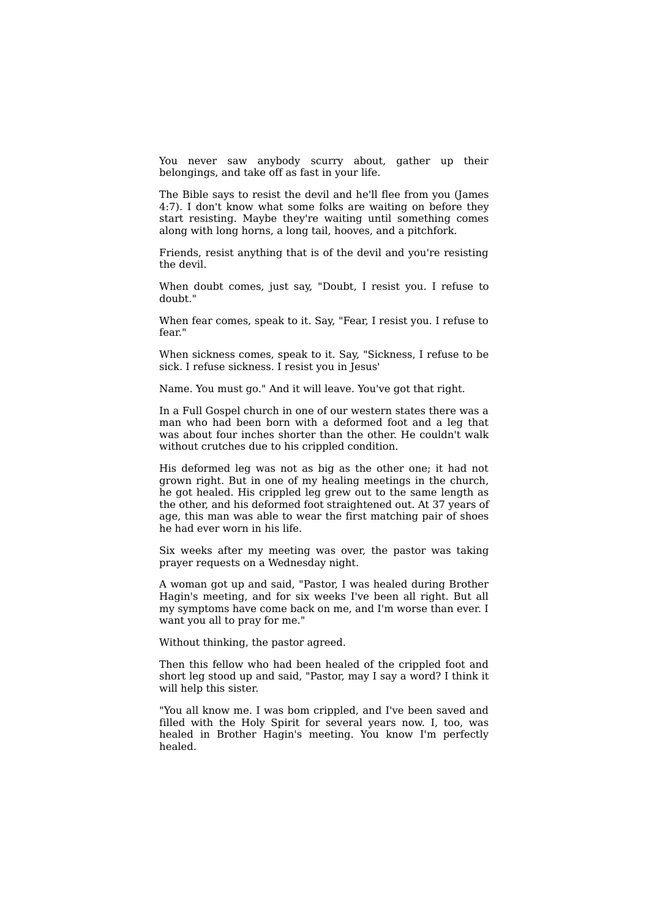You never saw anybody scurry about, gather up their belongings, and take off as fast in your life.

The Bible says to resist the devil and he'll flee from you (James 4:7). I don't know what some folks are waiting on before they start resisting. Maybe they're waiting until something comes along with long horns, a long tail, hooves, and a pitchfork.

Friends, resist anything that is of the devil and you're resisting the devil.

When doubt comes, just say, "Doubt, I resist you. I refuse to doubt."

When fear comes, speak to it. Say, "Fear, I resist you. I refuse to fear."

When sickness comes, speak to it. Say, "Sickness, I refuse to be sick. I refuse sickness. I resist you in Jesus'

Name. You must go." And it will leave. You've got that right.

In a Full Gospel church in one of our western states there was a man who had been born with a deformed foot and a leg that was about four inches shorter than the other. He couldn't walk without crutches due to his crippled condition.

His deformed leg was not as big as the other one; it had not grown right. But in one of my healing meetings in the church, he got healed. His crippled leg grew out to the same length as the other, and his deformed foot straightened out. At 37 years of age, this man was able to wear the first matching pair of shoes he had ever worn in his life.

Six weeks after my meeting was over, the pastor was taking prayer requests on a Wednesday night.

A woman got up and said, "Pastor, I was healed during Brother Hagin's meeting, and for six weeks I've been all right. But all my symptoms have come back on me, and I'm worse than ever. I want you all to pray for me."

Without thinking, the pastor agreed.

Then this fellow who had been healed of the crippled foot and short leg stood up and said, "Pastor, may I say a word? I think it will help this sister.

"You all know me. I was bom crippled, and I've been saved and filled with the Holy Spirit for several years now. I, too, was healed in Brother Hagin's meeting. You know I'm perfectly healed.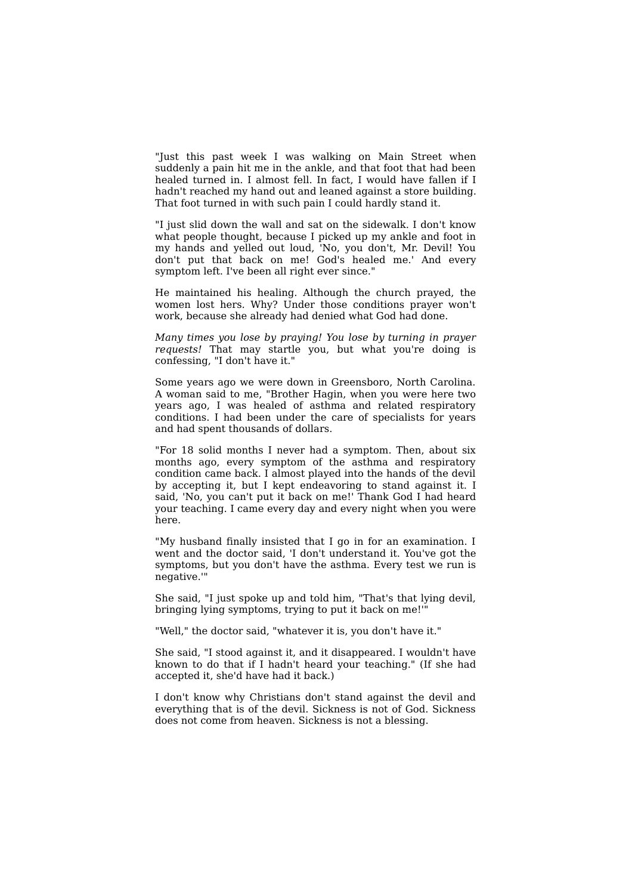"Just this past week I was walking on Main Street when suddenly a pain hit me in the ankle, and that foot that had been healed turned in. I almost fell. In fact, I would have fallen if I hadn't reached my hand out and leaned against a store building. That foot turned in with such pain I could hardly stand it.

"I just slid down the wall and sat on the sidewalk. I don't know what people thought, because I picked up my ankle and foot in my hands and yelled out loud, 'No, you don't, Mr. Devil! You don't put that back on me! God's healed me.' And every symptom left. I've been all right ever since."

He maintained his healing. Although the church prayed, the women lost hers. Why? Under those conditions prayer won't work, because she already had denied what God had done.

*Many times you lose by praying! You lose by turning in prayer requests!* That may startle you, but what you're doing is confessing, "I don't have it."

Some years ago we were down in Greensboro, North Carolina. A woman said to me, "Brother Hagin, when you were here two years ago, I was healed of asthma and related respiratory conditions. I had been under the care of specialists for years and had spent thousands of dollars.

"For 18 solid months I never had a symptom. Then, about six months ago, every symptom of the asthma and respiratory condition came back. I almost played into the hands of the devil by accepting it, but I kept endeavoring to stand against it. I said, 'No, you can't put it back on me!' Thank God I had heard your teaching. I came every day and every night when you were here.

"My husband finally insisted that I go in for an examination. I went and the doctor said, 'I don't understand it. You've got the symptoms, but you don't have the asthma. Every test we run is negative.'"

She said, "I just spoke up and told him, "That's that lying devil, bringing lying symptoms, trying to put it back on me!'"

"Well," the doctor said, "whatever it is, you don't have it."

She said, "I stood against it, and it disappeared. I wouldn't have known to do that if I hadn't heard your teaching." (If she had accepted it, she'd have had it back.)

I don't know why Christians don't stand against the devil and everything that is of the devil. Sickness is not of God. Sickness does not come from heaven. Sickness is not a blessing.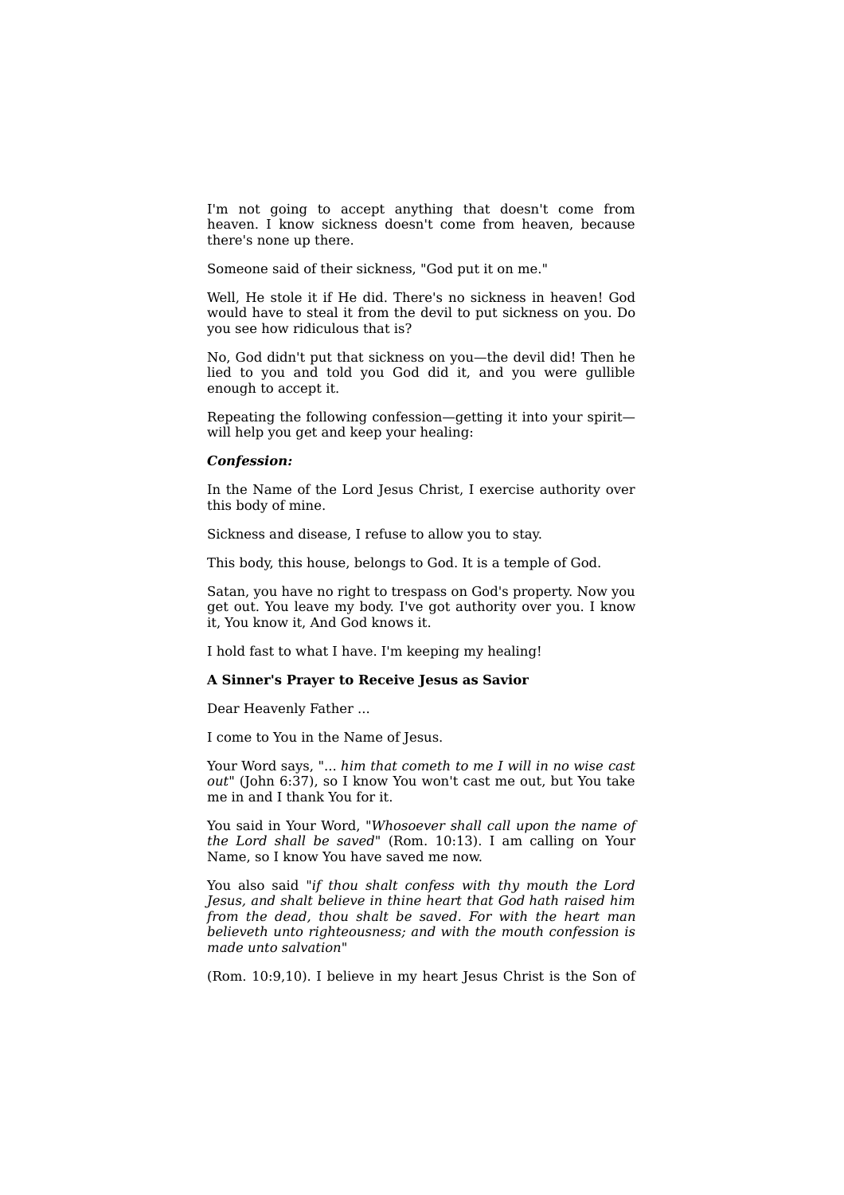I'm not going to accept anything that doesn't come from heaven. I know sickness doesn't come from heaven, because there's none up there.

Someone said of their sickness, "God put it on me."

Well, He stole it if He did. There's no sickness in heaven! God would have to steal it from the devil to put sickness on you. Do you see how ridiculous that is?

No, God didn't put that sickness on you—the devil did! Then he lied to you and told you God did it, and you were gullible enough to accept it.

Repeating the following confession—getting it into your spirit—will help you get and keep your healing:

***Confession:***

In the Name of the Lord Jesus Christ, I exercise authority over this body of mine.

Sickness and disease, I refuse to allow you to stay.

This body, this house, belongs to God. It is a temple of God.

Satan, you have no right to trespass on God's property. Now you get out. You leave my body. I've got authority over you. I know it, You know it, And God knows it.

I hold fast to what I have. I'm keeping my healing!

**A Sinner's Prayer to Receive Jesus as Savior**

Dear Heavenly Father ...

I come to You in the Name of Jesus.

Your Word says, "... *him that cometh to me I will in no wise cast out*" (John 6:37), so I know You won't cast me out, but You take me in and I thank You for it.

You said in Your Word, "*Whosoever shall call upon the name of the Lord shall be saved*" (Rom. 10:13). I am calling on Your Name, so I know You have saved me now.

You also said "*if thou shalt confess with thy mouth the Lord Jesus, and shalt believe in thine heart that God hath raised him from the dead, thou shalt be saved. For with the heart man believeth unto righteousness; and with the mouth confession is made unto salvation*"

(Rom. 10:9,10). I believe in my heart Jesus Christ is the Son of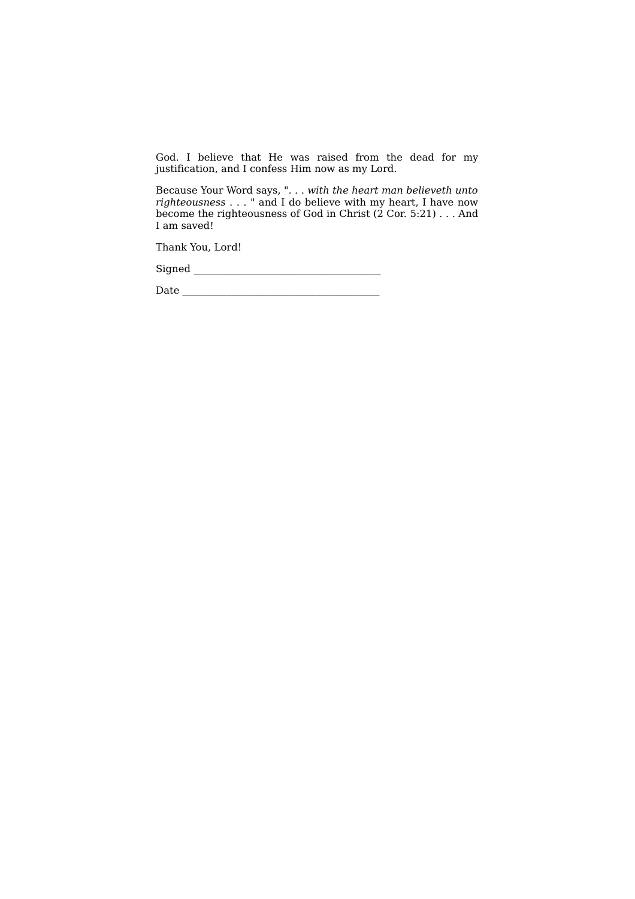God. I believe that He was raised from the dead for my justification, and I confess Him now as my Lord.

Because Your Word says, ". . . *with the heart man believeth unto righteousness* . . . " and I do believe with my heart, I have now become the righteousness of God in Christ (2 Cor. 5:21) . . . And I am saved!

Thank You, Lord!

Signed ___________________________________

Date _____________________________________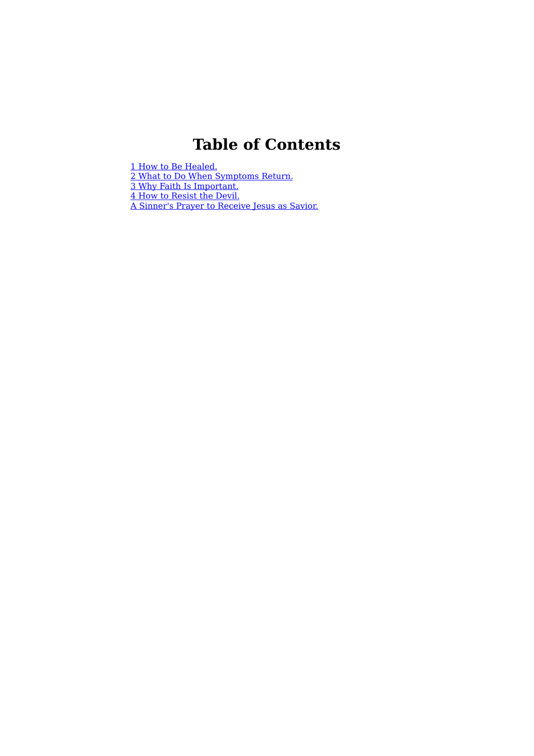# Table of Contents

1 How to Be Healed.
2 What to Do When Symptoms Return.
3 Why Faith Is Important.
4 How to Resist the Devil.
A Sinner's Prayer to Receive Jesus as Savior.